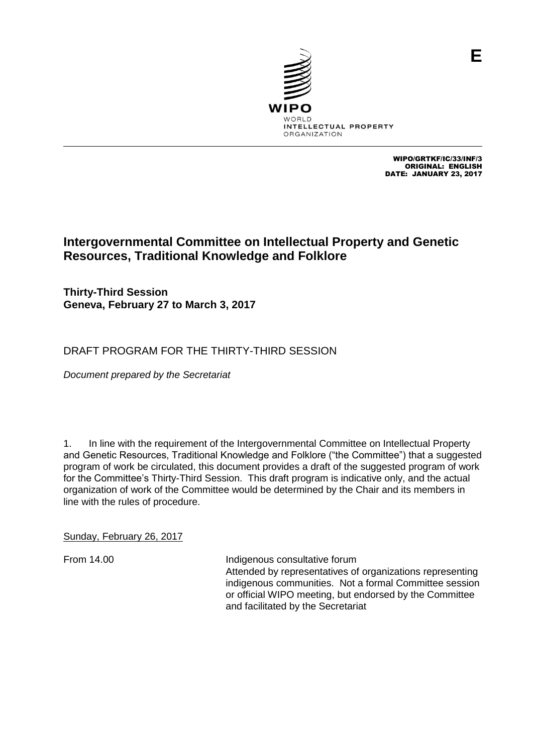E

WIPO
WORLD
INTELLECTUAL PROPERTY
ORGANIZATION

WIPO/GRTKF/IC/33/INF/3
ORIGINAL: ENGLISH
DATE: JANUARY 23, 2017

# Intergovernmental Committee on Intellectual Property and Genetic Resources, Traditional Knowledge and Folklore

**Thirty-Third Session**
**Geneva, February 27 to March 3, 2017**

## DRAFT PROGRAM FOR THE THIRTY-THIRD SESSION

*Document prepared by the Secretariat*

1. In line with the requirement of the Intergovernmental Committee on Intellectual Property and Genetic Resources, Traditional Knowledge and Folklore ("the Committee") that a suggested program of work be circulated, this document provides a draft of the suggested program of work for the Committee's Thirty-Third Session. This draft program is indicative only, and the actual organization of work of the Committee would be determined by the Chair and its members in line with the rules of procedure.

Sunday, February 26, 2017

| | |
|---|---|
| From 14.00 | Indigenous consultative forum<br>Attended by representatives of organizations representing indigenous communities. Not a formal Committee session or official WIPO meeting, but endorsed by the Committee and facilitated by the Secretariat |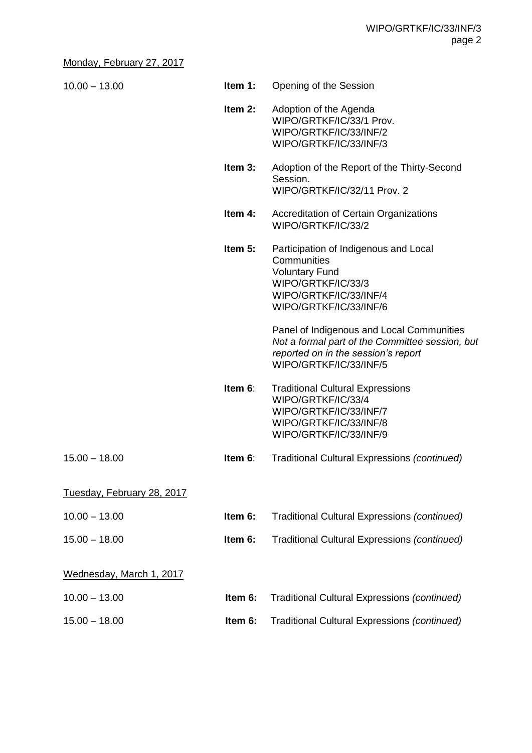Monday, February 27, 2017

| | | |
|---|---|---|
| 10.00 – 13.00 | **Item 1:** | Opening of the Session |
| | **Item 2:** | Adoption of the Agenda<br>WIPO/GRTKF/IC/33/1 Prov.<br>WIPO/GRTKF/IC/33/INF/2<br>WIPO/GRTKF/IC/33/INF/3 |
| | **Item 3:** | Adoption of the Report of the Thirty-Second Session.<br>WIPO/GRTKF/IC/32/11 Prov. 2 |
| | **Item 4:** | Accreditation of Certain Organizations<br>WIPO/GRTKF/IC/33/2 |
| | **Item 5:** | Participation of Indigenous and Local Communities<br>Voluntary Fund<br>WIPO/GRTKF/IC/33/3<br>WIPO/GRTKF/IC/33/INF/4<br>WIPO/GRTKF/IC/33/INF/6 |
| | | Panel of Indigenous and Local Communities<br>*Not a formal part of the Committee session, but reported on in the session's report*<br>WIPO/GRTKF/IC/33/INF/5 |
| | **Item 6**: | Traditional Cultural Expressions<br>WIPO/GRTKF/IC/33/4<br>WIPO/GRTKF/IC/33/INF/7<br>WIPO/GRTKF/IC/33/INF/8<br>WIPO/GRTKF/IC/33/INF/9 |
| 15.00 – 18.00 | **Item 6**: | Traditional Cultural Expressions *(continued)* |

Tuesday, February 28, 2017

| | | |
|---|---|---|
| 10.00 – 13.00 | **Item 6:** | Traditional Cultural Expressions *(continued)* |
| 15.00 – 18.00 | **Item 6:** | Traditional Cultural Expressions *(continued)* |

Wednesday, March 1, 2017

| | | |
|---|---|---|
| 10.00 – 13.00 | **Item 6:** | Traditional Cultural Expressions *(continued)* |
| 15.00 – 18.00 | **Item 6:** | Traditional Cultural Expressions *(continued)* |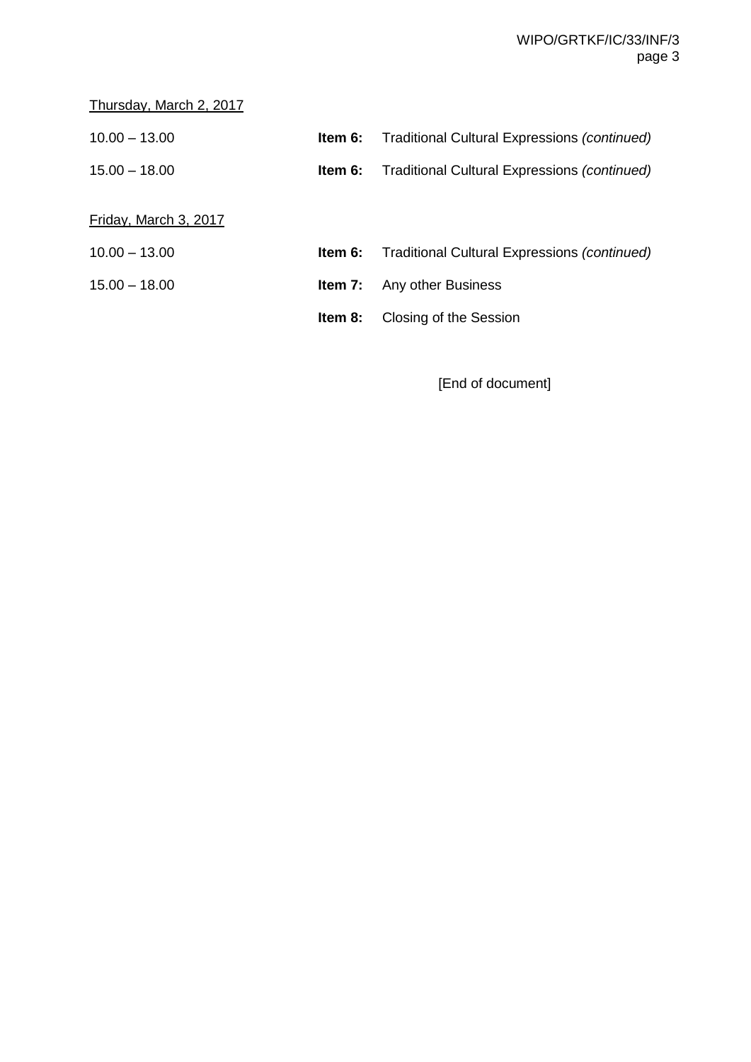<u>Thursday, March 2, 2017</u>

| | | |
|---|---|---|
| 10.00 – 13.00 | **Item 6:** | Traditional Cultural Expressions *(continued)* |
| 15.00 – 18.00 | **Item 6:** | Traditional Cultural Expressions *(continued)* |

<u>Friday, March 3, 2017</u>

| | | |
|---|---|---|
| 10.00 – 13.00 | **Item 6:** | Traditional Cultural Expressions *(continued)* |
| 15.00 – 18.00 | **Item 7:** | Any other Business |
| | **Item 8:** | Closing of the Session |

[End of document]